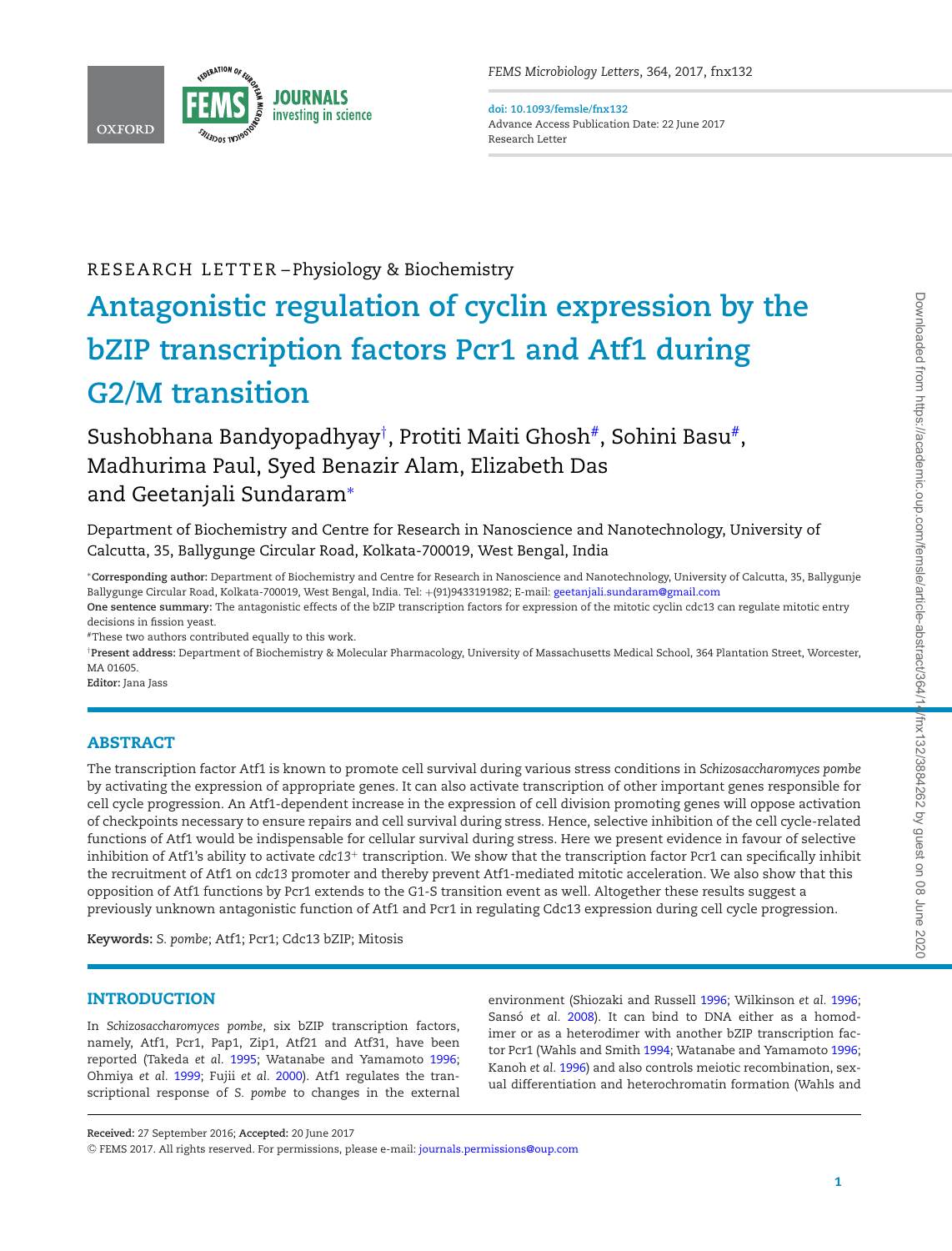RESEARCH LETTER – Physiology & Biochemistry

# Antagonistic regulation of cyclin expression by the bZIP transcription factors Pcr1 and Atf1 during G2/M transition

Sushobhana Bandyopadhyay[†], Protiti Maiti Ghosh[#], Sohini Basu[#], Madhurima Paul, Syed Benazir Alam, Elizabeth Das and Geetanjali Sundaram[*]

Department of Biochemistry and Centre for Research in Nanoscience and Nanotechnology, University of Calcutta, 35, Ballygunge Circular Road, Kolkata-700019, West Bengal, India

[*]**Corresponding author:** Department of Biochemistry and Centre for Research in Nanoscience and Nanotechnology, University of Calcutta, 35, Ballygunje Ballygunge Circular Road, Kolkata-700019, West Bengal, India. Tel: +(91)9433191982; E-mail: geetanjali.sundaram@gmail.com

**One sentence summary:** The antagonistic effects of the bZIP transcription factors for expression of the mitotic cyclin cdc13 can regulate mitotic entry decisions in fission yeast.

[#]These two authors contributed equally to this work.

[†]**Present address:** Department of Biochemistry & Molecular Pharmacology, University of Massachusetts Medical School, 364 Plantation Street, Worcester, MA 01605.

**Editor:** Jana Jass

## ABSTRACT

The transcription factor Atf1 is known to promote cell survival during various stress conditions in *Schizosaccharomyces pombe* by activating the expression of appropriate genes. It can also activate transcription of other important genes responsible for cell cycle progression. An Atf1-dependent increase in the expression of cell division promoting genes will oppose activation of checkpoints necessary to ensure repairs and cell survival during stress. Hence, selective inhibition of the cell cycle-related functions of Atf1 would be indispensable for cellular survival during stress. Here we present evidence in favour of selective inhibition of Atf1's ability to activate *cdc13*$^{+}$ transcription. We show that the transcription factor Pcr1 can specifically inhibit the recruitment of Atf1 on *cdc13* promoter and thereby prevent Atf1-mediated mitotic acceleration. We also show that this opposition of Atf1 functions by Pcr1 extends to the G1-S transition event as well. Altogether these results suggest a previously unknown antagonistic function of Atf1 and Pcr1 in regulating Cdc13 expression during cell cycle progression.

**Keywords:** *S. pombe*; Atf1; Pcr1; Cdc13 bZIP; Mitosis

## INTRODUCTION

In *Schizosaccharomyces pombe*, six bZIP transcription factors, namely, Atf1, Pcr1, Pap1, Zip1, Atf21 and Atf31, have been reported (Takeda *et al.* 1995; Watanabe and Yamamoto 1996; Ohmiya *et al.* 1999; Fujii *et al.* 2000). Atf1 regulates the transcriptional response of *S. pombe* to changes in the external environment (Shiozaki and Russell 1996; Wilkinson *et al.* 1996; Sansó *et al.* 2008). It can bind to DNA either as a homodimer or as a heterodimer with another bZIP transcription factor Pcr1 (Wahls and Smith 1994; Watanabe and Yamamoto 1996; Kanoh *et al.* 1996) and also controls meiotic recombination, sexual differentiation and heterochromatin formation (Wahls and

**Received:** 27 September 2016; **Accepted:** 20 June 2017

© FEMS 2017. All rights reserved. For permissions, please e-mail: journals.permissions@oup.com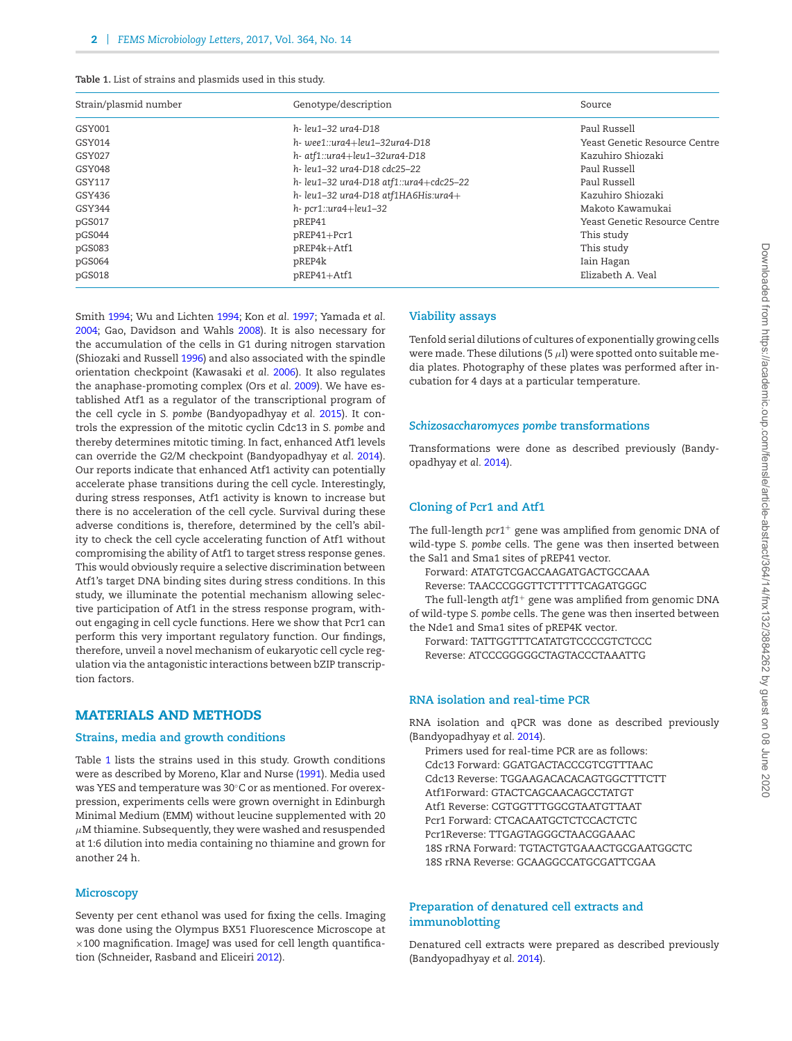**Table 1.** List of strains and plasmids used in this study.

| Strain/plasmid number | Genotype/description | Source |
|---|---|---|
| GSY001 | *h- leu1–32 ura4-D18* | Paul Russell |
| GSY014 | *h- wee1::ura4+leu1–32ura4-D18* | Yeast Genetic Resource Centre |
| GSY027 | *h- atf1::ura4+leu1–32ura4-D18* | Kazuhiro Shiozaki |
| GSY048 | *h- leu1–32 ura4-D18 cdc25–22* | Paul Russell |
| GSY117 | *h- leu1–32 ura4-D18 atf1::ura4+cdc25–22* | Paul Russell |
| GSY436 | *h- leu1–32 ura4-D18 atf1HA6His:ura4+* | Kazuhiro Shiozaki |
| GSY344 | *h- pcr1::ura4+leu1–32* | Makoto Kawamukai |
| pGS017 | pREP41 | Yeast Genetic Resource Centre |
| pGS044 | pREP41+Pcr1 | This study |
| pGS083 | pREP4k+Atf1 | This study |
| pGS064 | pREP4k | Iain Hagan |
| pGS018 | pREP41+Atf1 | Elizabeth A. Veal |

Smith 1994; Wu and Lichten 1994; Kon *et al.* 1997; Yamada *et al.* 2004; Gao, Davidson and Wahls 2008). It is also necessary for the accumulation of the cells in G1 during nitrogen starvation (Shiozaki and Russell 1996) and also associated with the spindle orientation checkpoint (Kawasaki *et al.* 2006). It also regulates the anaphase-promoting complex (Ors *et al.* 2009). We have established Atf1 as a regulator of the transcriptional program of the cell cycle in *S. pombe* (Bandyopadhyay *et al.* 2015). It controls the expression of the mitotic cyclin Cdc13 in *S. pombe* and thereby determines mitotic timing. In fact, enhanced Atf1 levels can override the G2/M checkpoint (Bandyopadhyay *et al.* 2014). Our reports indicate that enhanced Atf1 activity can potentially accelerate phase transitions during the cell cycle. Interestingly, during stress responses, Atf1 activity is known to increase but there is no acceleration of the cell cycle. Survival during these adverse conditions is, therefore, determined by the cell's ability to check the cell cycle accelerating function of Atf1 without compromising the ability of Atf1 to target stress response genes. This would obviously require a selective discrimination between Atf1's target DNA binding sites during stress conditions. In this study, we illuminate the potential mechanism allowing selective participation of Atf1 in the stress response program, without engaging in cell cycle functions. Here we show that Pcr1 can perform this very important regulatory function. Our findings, therefore, unveil a novel mechanism of eukaryotic cell cycle regulation via the antagonistic interactions between bZIP transcription factors.

## MATERIALS AND METHODS

### Strains, media and growth conditions

Table 1 lists the strains used in this study. Growth conditions were as described by Moreno, Klar and Nurse (1991). Media used was YES and temperature was 30°C or as mentioned. For overexpression, experiments cells were grown overnight in Edinburgh Minimal Medium (EMM) without leucine supplemented with 20 $\mu$M thiamine. Subsequently, they were washed and resuspended at 1:6 dilution into media containing no thiamine and grown for another 24 h.

### Microscopy

Seventy per cent ethanol was used for fixing the cells. Imaging was done using the Olympus BX51 Fluorescence Microscope at ×100 magnification. ImageJ was used for cell length quantification (Schneider, Rasband and Eliceiri 2012).

### Viability assays

Tenfold serial dilutions of cultures of exponentially growing cells were made. These dilutions (5 $\mu$l) were spotted onto suitable media plates. Photography of these plates was performed after incubation for 4 days at a particular temperature.

### *Schizosaccharomyces pombe* transformations

Transformations were done as described previously (Bandyopadhyay *et al.* 2014).

### Cloning of Pcr1 and Atf1

The full-length *pcr1*$^{+}$ gene was amplified from genomic DNA of wild-type *S. pombe* cells. The gene was then inserted between the Sal1 and Sma1 sites of pREP41 vector.

Forward: ATATGTCGACCAAGATGACTGCCAAA

Reverse: TAACCCGGGTTCTTTTTCAGATGGGC

The full-length *atf1*$^{+}$ gene was amplified from genomic DNA of wild-type *S. pombe* cells. The gene was then inserted between the Nde1 and Sma1 sites of pREP4K vector.

Forward: TATTGGTTTCATATGTCCCCGTCTCCC

Reverse: ATCCCGGGGGCTAGTACCCTAAATTG

### RNA isolation and real-time PCR

RNA isolation and qPCR was done as described previously (Bandyopadhyay *et al.* 2014).

Primers used for real-time PCR are as follows:

Cdc13 Forward: GGATGACTACCCGTCGTTTAAC

Cdc13 Reverse: TGGAAGACACACAGTGGCTTTCTT

Atf1Forward: GTACTCAGCAACAGCCTATGT

Atf1 Reverse: CGTGGTTTGGCGTAATGTTAAT

Pcr1 Forward: CTCACAATGCTCTCCACTCTC

Pcr1Reverse: TTGAGTAGGGCTAACGGAAAC

18S rRNA Forward: TGTACTGTGAAACTGCGAATGGCTC

18S rRNA Reverse: GCAAGGCCATGCGATTCGAA

### Preparation of denatured cell extracts and immunoblotting

Denatured cell extracts were prepared as described previously (Bandyopadhyay *et al.* 2014).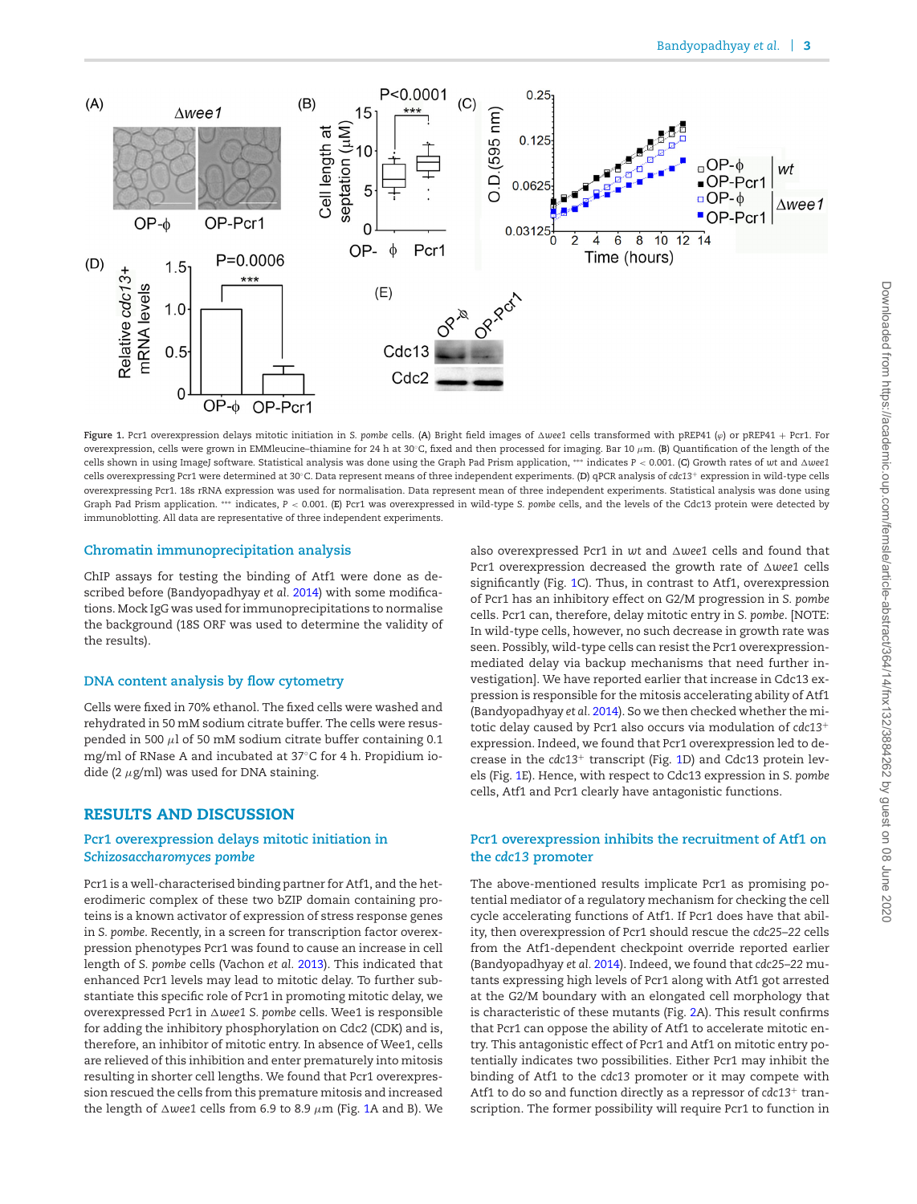(A)

Δ*wee1*

OP-ϕ OP-Pcr1

(B)

P<0.0001

***

Cell length at septation (μM)

15

10

5

0

OP- ϕ Pcr1

(C)

O.D.(595 nm)

0.25

0.125

0.0625

0.03125

0 2 4 6 8 10 12 14

Time (hours)

OP-ϕ
OP-Pcr1 *wt*

OP-ϕ
OP-Pcr1 Δ*wee1*

(D)

P=0.0006

***

Relative *cdc13*+ mRNA levels

1.5

1.0

0.5

0

OP-ϕ OP-Pcr1

(E)

OP-ϕ OP-Pcr1

Cdc13

Cdc2

**Figure 1.** Pcr1 overexpression delays mitotic initiation in *S. pombe* cells. **(A)** Bright field images of Δ*wee1* cells transformed with pREP41 (*φ*) or pREP41 + Pcr1. For overexpression, cells were grown in EMMleucine–thiamine for 24 h at 30°C, fixed and then processed for imaging. Bar 10 *μ*m. **(B)** Quantification of the length of the cells shown in using ImageJ software. Statistical analysis was done using the Graph Pad Prism application, *** indicates $P < 0.001$. **(C)** Growth rates of *wt* and Δ*wee1* cells overexpressing Pcr1 were determined at 30°C. Data represent means of three independent experiments. **(D)** qPCR analysis of *cdc13*+ expression in wild-type cells overexpressing Pcr1. 18s rRNA expression was used for normalisation. Data represent mean of three independent experiments. Statistical analysis was done using Graph Pad Prism application. *** indicates, $P < 0.001$. **(E)** Pcr1 was overexpressed in wild-type *S. pombe* cells, and the levels of the Cdc13 protein were detected by immunoblotting. All data are representative of three independent experiments.

### Chromatin immunoprecipitation analysis

ChIP assays for testing the binding of Atf1 were done as described before (Bandyopadhyay *et al.* 2014) with some modifications. Mock IgG was used for immunoprecipitations to normalise the background (18S ORF was used to determine the validity of the results).

### DNA content analysis by flow cytometry

Cells were fixed in 70% ethanol. The fixed cells were washed and rehydrated in 50 mM sodium citrate buffer. The cells were resuspended in 500 *μ*l of 50 mM sodium citrate buffer containing 0.1 mg/ml of RNase A and incubated at 37°C for 4 h. Propidium iodide (2 *μ*g/ml) was used for DNA staining.

## RESULTS AND DISCUSSION

### Pcr1 overexpression delays mitotic initiation in *Schizosaccharomyces pombe*

Pcr1 is a well-characterised binding partner for Atf1, and the heterodimeric complex of these two bZIP domain containing proteins is a known activator of expression of stress response genes in *S. pombe*. Recently, in a screen for transcription factor overexpression phenotypes Pcr1 was found to cause an increase in cell length of *S. pombe* cells (Vachon *et al.* 2013). This indicated that enhanced Pcr1 levels may lead to mitotic delay. To further substantiate this specific role of Pcr1 in promoting mitotic delay, we overexpressed Pcr1 in Δ*wee1 S. pombe* cells. Wee1 is responsible for adding the inhibitory phosphorylation on Cdc2 (CDK) and is, therefore, an inhibitor of mitotic entry. In absence of Wee1, cells are relieved of this inhibition and enter prematurely into mitosis resulting in shorter cell lengths. We found that Pcr1 overexpression rescued the cells from this premature mitosis and increased the length of Δ*wee1* cells from 6.9 to 8.9 *μ*m (Fig. 1A and B). We also overexpressed Pcr1 in *wt* and Δ*wee1* cells and found that Pcr1 overexpression decreased the growth rate of Δ*wee1* cells significantly (Fig. 1C). Thus, in contrast to Atf1, overexpression of Pcr1 has an inhibitory effect on G2/M progression in *S. pombe* cells. Pcr1 can, therefore, delay mitotic entry in *S. pombe*. [NOTE: In wild-type cells, however, no such decrease in growth rate was seen. Possibly, wild-type cells can resist the Pcr1 overexpression-mediated delay via backup mechanisms that need further investigation]. We have reported earlier that increase in Cdc13 expression is responsible for the mitosis accelerating ability of Atf1 (Bandyopadhyay *et al.* 2014). So we then checked whether the mitotic delay caused by Pcr1 also occurs via modulation of *cdc13*+ expression. Indeed, we found that Pcr1 overexpression led to decrease in the *cdc13*+ transcript (Fig. 1D) and Cdc13 protein levels (Fig. 1E). Hence, with respect to Cdc13 expression in *S. pombe* cells, Atf1 and Pcr1 clearly have antagonistic functions.

### Pcr1 overexpression inhibits the recruitment of Atf1 on the *cdc13* promoter

The above-mentioned results implicate Pcr1 as promising potential mediator of a regulatory mechanism for checking the cell cycle accelerating functions of Atf1. If Pcr1 does have that ability, then overexpression of Pcr1 should rescue the *cdc25–22* cells from the Atf1-dependent checkpoint override reported earlier (Bandyopadhyay *et al.* 2014). Indeed, we found that *cdc25–22* mutants expressing high levels of Pcr1 along with Atf1 got arrested at the G2/M boundary with an elongated cell morphology that is characteristic of these mutants (Fig. 2A). This result confirms that Pcr1 can oppose the ability of Atf1 to accelerate mitotic entry. This antagonistic effect of Pcr1 and Atf1 on mitotic entry potentially indicates two possibilities. Either Pcr1 may inhibit the binding of Atf1 to the *cdc13* promoter or it may compete with Atf1 to do so and function directly as a repressor of *cdc13*+ transcription. The former possibility will require Pcr1 to function in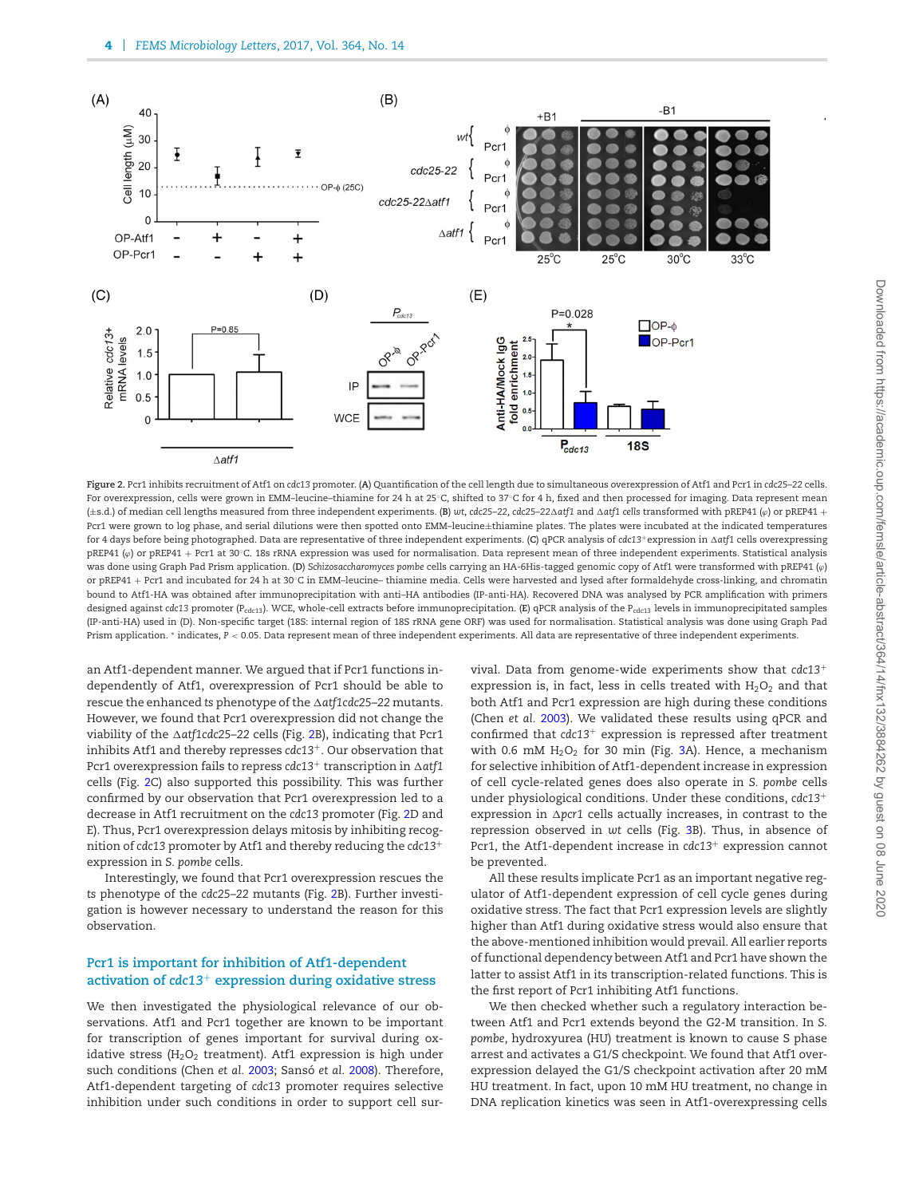(A)

40
30
20
10
0
Cell length (μM)
OP-ϕ (25C)
OP-Atf1 - + - +
OP-Pcr1 - - + +

(B)

+B1
-B1
wt ϕ Pcr1
cdc25-22 ϕ Pcr1
cdc25-22Δatf1 ϕ Pcr1
Δatf1 ϕ Pcr1
25°C 25°C 30°C 33°C

(C)

Relative cdc13+ mRNA levels
2.0
1.5
1.0
0.5
0
P=0.85
Δatf1

(D)

$P_{cdc13}$
OP-ϕ OP-Pcr1
IP
WCE

(E)

P=0.028
*
OP-ϕ
OP-Pcr1
Anti-HA/Mock IgG fold enrichment
2.5
2.0
1.5
1.0
0.5
0.0
$P_{cdc13}$
18S

**Figure 2.** Pcr1 inhibits recruitment of Atf1 on *cdc13* promoter. **(A)** Quantification of the cell length due to simultaneous overexpression of Atf1 and Pcr1 in *cdc25–22* cells. For overexpression, cells were grown in EMM–leucine–thiamine for 24 h at 25°C, shifted to 37°C for 4 h, fixed and then processed for imaging. Data represent mean (±s.d.) of median cell lengths measured from three independent experiments. **(B)** *wt*, *cdc25–22*, *cdc25–22Δatf1* and *Δatf1* cells transformed with pREP41 (φ) or pREP41 + Pcr1 were grown to log phase, and serial dilutions were then spotted onto EMM–leucine±thiamine plates. The plates were incubated at the indicated temperatures for 4 days before being photographed. Data are representative of three independent experiments. **(C)** qPCR analysis of *cdc13*+ expression in *Δatf1* cells overexpressing pREP41 (φ) or pREP41 + Pcr1 at 30°C. 18s rRNA expression was used for normalisation. Data represent mean of three independent experiments. Statistical analysis was done using Graph Pad Prism application. **(D)** *Schizosaccharomyces pombe* cells carrying an HA-6His-tagged genomic copy of Atf1 were transformed with pREP41 (φ) or pREP41 + Pcr1 and incubated for 24 h at 30°C in EMM–leucine– thiamine media. Cells were harvested and lysed after formaldehyde cross-linking, and chromatin bound to Atf1-HA was obtained after immunoprecipitation with anti–HA antibodies (IP-anti-HA). Recovered DNA was analysed by PCR amplification with primers designed against *cdc13* promoter ($P_{cdc13}$). WCE, whole-cell extracts before immunoprecipitation. **(E)** qPCR analysis of the $P_{cdc13}$ levels in immunoprecipitated samples (IP-anti-HA) used in (D). Non-specific target (18S: internal region of 18S rRNA gene ORF) was used for normalisation. Statistical analysis was done using Graph Pad Prism application. * indicates, $P < 0.05$. Data represent mean of three independent experiments. All data are representative of three independent experiments.

an Atf1-dependent manner. We argued that if Pcr1 functions independently of Atf1, overexpression of Pcr1 should be able to rescue the enhanced *ts* phenotype of the *Δatf1cdc25–22* mutants. However, we found that Pcr1 overexpression did not change the viability of the *Δatf1cdc25–22* cells (Fig. 2B), indicating that Pcr1 inhibits Atf1 and thereby represses *cdc13*+. Our observation that Pcr1 overexpression fails to repress *cdc13*+ transcription in *Δatf1* cells (Fig. 2C) also supported this possibility. This was further confirmed by our observation that Pcr1 overexpression led to a decrease in Atf1 recruitment on the *cdc13* promoter (Fig. 2D and E). Thus, Pcr1 overexpression delays mitosis by inhibiting recognition of *cdc13* promoter by Atf1 and thereby reducing the *cdc13*+ expression in *S. pombe* cells.

Interestingly, we found that Pcr1 overexpression rescues the *ts* phenotype of the *cdc25–22* mutants (Fig. 2B). Further investigation is however necessary to understand the reason for this observation.

## Pcr1 is important for inhibition of Atf1-dependent activation of *cdc13*+ expression during oxidative stress

We then investigated the physiological relevance of our observations. Atf1 and Pcr1 together are known to be important for transcription of genes important for survival during oxidative stress ($H_2O_2$ treatment). Atf1 expression is high under such conditions (Chen *et al.* 2003; Sansó *et al.* 2008). Therefore, Atf1-dependent targeting of *cdc13* promoter requires selective inhibition under such conditions in order to support cell survival. Data from genome-wide experiments show that *cdc13*+ expression is, in fact, less in cells treated with $H_2O_2$ and that both Atf1 and Pcr1 expression are high during these conditions (Chen *et al.* 2003). We validated these results using qPCR and confirmed that *cdc13*+ expression is repressed after treatment with 0.6 mM $H_2O_2$ for 30 min (Fig. 3A). Hence, a mechanism for selective inhibition of Atf1-dependent increase in expression of cell cycle-related genes does also operate in *S. pombe* cells under physiological conditions. Under these conditions, *cdc13*+ expression in *Δpcr1* cells actually increases, in contrast to the repression observed in *wt* cells (Fig. 3B). Thus, in absence of Pcr1, the Atf1-dependent increase in *cdc13*+ expression cannot be prevented.

All these results implicate Pcr1 as an important negative regulator of Atf1-dependent expression of cell cycle genes during oxidative stress. The fact that Pcr1 expression levels are slightly higher than Atf1 during oxidative stress would also ensure that the above-mentioned inhibition would prevail. All earlier reports of functional dependency between Atf1 and Pcr1 have shown the latter to assist Atf1 in its transcription-related functions. This is the first report of Pcr1 inhibiting Atf1 functions.

We then checked whether such a regulatory interaction between Atf1 and Pcr1 extends beyond the G2-M transition. In *S. pombe*, hydroxyurea (HU) treatment is known to cause S phase arrest and activates a G1/S checkpoint. We found that Atf1 overexpression delayed the G1/S checkpoint activation after 20 mM HU treatment. In fact, upon 10 mM HU treatment, no change in DNA replication kinetics was seen in Atf1-overexpressing cells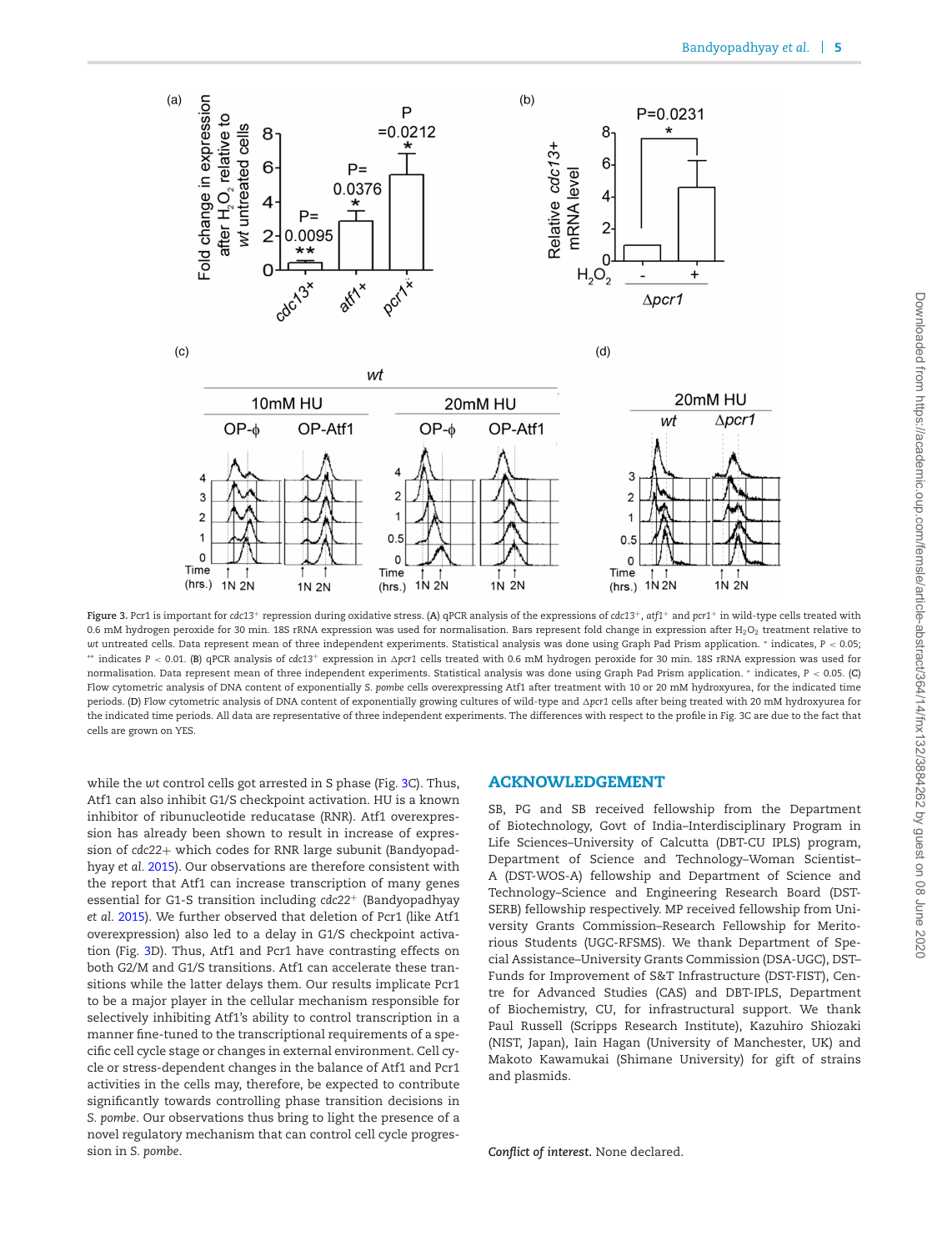(a)

Fold change in expression after $H_2O_2$ relative to *wt* untreated cells

P= 0.0095 **

P= 0.0376 *

P =0.0212 *

cdc13+ atf1+ pcr1+

(b)

P=0.0231 *

Relative *cdc13+* mRNA level

$H_2O_2$ - +

Δ*pcr1*

(c)

*wt*

10mM HU 20mM HU

OP-ϕ OP-Atf1 OP-ϕ OP-Atf1

Time (hrs.) 1N 2N

(d)

20mM HU

*wt* Δ*pcr1*

Time (hrs.) 1N 2N

**Figure 3.** Pcr1 is important for $cdc13^+$ repression during oxidative stress. (**A**) qPCR analysis of the expressions of $cdc13^+$, $atf1^+$ and $pcr1^+$ in wild-type cells treated with 0.6 mM hydrogen peroxide for 30 min. 18S rRNA expression was used for normalisation. Bars represent fold change in expression after $H_2O_2$ treatment relative to *wt* untreated cells. Data represent mean of three independent experiments. Statistical analysis was done using Graph Pad Prism application. * indicates, $P < 0.05$; ** indicates $P < 0.01$. (**B**) qPCR analysis of $cdc13^+$ expression in Δ*pcr1* cells treated with 0.6 mM hydrogen peroxide for 30 min. 18S rRNA expression was used for normalisation. Data represent mean of three independent experiments. Statistical analysis was done using Graph Pad Prism application. * indicates, $P < 0.05$. (**C**) Flow cytometric analysis of DNA content of exponentially *S. pombe* cells overexpressing Atf1 after treatment with 10 or 20 mM hydroxyurea, for the indicated time periods. (**D**) Flow cytometric analysis of DNA content of exponentially growing cultures of wild-type and Δ*pcr1* cells after being treated with 20 mM hydroxyurea for the indicated time periods. All data are representative of three independent experiments. The differences with respect to the profile in Fig. 3C are due to the fact that cells are grown on YES.

while the *wt* control cells got arrested in S phase (Fig. 3C). Thus, Atf1 can also inhibit G1/S checkpoint activation. HU is a known inhibitor of ribunucleotide reducatase (RNR). Atf1 overexpression has already been shown to result in increase of expression of *cdc22+* which codes for RNR large subunit (Bandyopadhyay *et al.* 2015). Our observations are therefore consistent with the report that Atf1 can increase transcription of many genes essential for G1-S transition including $cdc22^+$ (Bandyopadhyay *et al.* 2015). We further observed that deletion of Pcr1 (like Atf1 overexpression) also led to a delay in G1/S checkpoint activation (Fig. 3D). Thus, Atf1 and Pcr1 have contrasting effects on both G2/M and G1/S transitions. Atf1 can accelerate these transitions while the latter delays them. Our results implicate Pcr1 to be a major player in the cellular mechanism responsible for selectively inhibiting Atf1's ability to control transcription in a manner fine-tuned to the transcriptional requirements of a specific cell cycle stage or changes in external environment. Cell cycle or stress-dependent changes in the balance of Atf1 and Pcr1 activities in the cells may, therefore, be expected to contribute significantly towards controlling phase transition decisions in *S. pombe*. Our observations thus bring to light the presence of a novel regulatory mechanism that can control cell cycle progression in *S. pombe*.

## ACKNOWLEDGEMENT

SB, PG and SB received fellowship from the Department of Biotechnology, Govt of India–Interdisciplinary Program in Life Sciences–University of Calcutta (DBT-CU IPLS) program, Department of Science and Technology–Woman Scientist–A (DST-WOS-A) fellowship and Department of Science and Technology–Science and Engineering Research Board (DST-SERB) fellowship respectively. MP received fellowship from University Grants Commission–Research Fellowship for Meritorious Students (UGC-RFSMS). We thank Department of Special Assistance–University Grants Commission (DSA-UGC), DST–Funds for Improvement of S&T Infrastructure (DST-FIST), Centre for Advanced Studies (CAS) and DBT-IPLS, Department of Biochemistry, CU, for infrastructural support. We thank Paul Russell (Scripps Research Institute), Kazuhiro Shiozaki (NIST, Japan), Iain Hagan (University of Manchester, UK) and Makoto Kawamukai (Shimane University) for gift of strains and plasmids.

***Conflict of interest.*** None declared.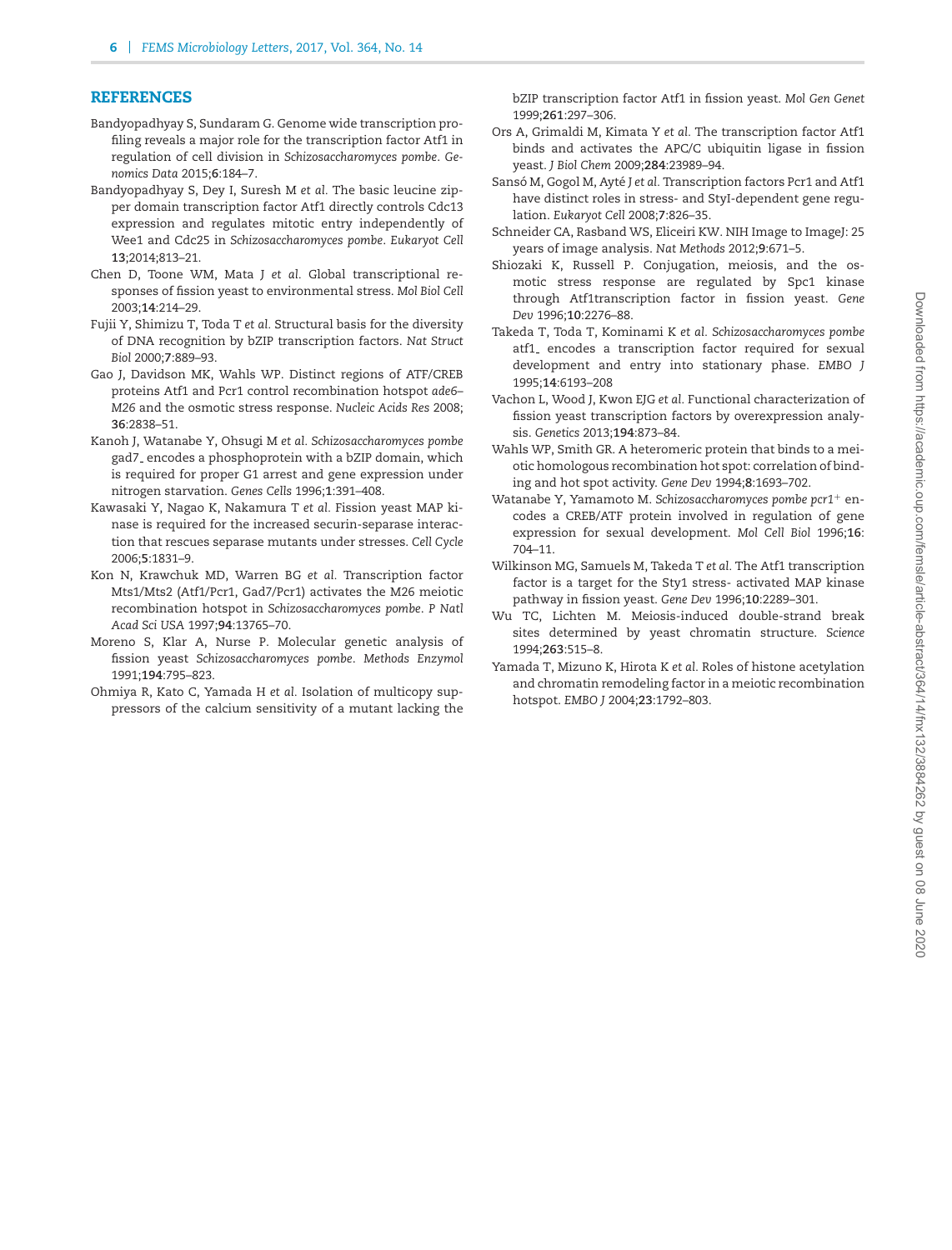## REFERENCES

Bandyopadhyay S, Sundaram G. Genome wide transcription profiling reveals a major role for the transcription factor Atf1 in regulation of cell division in *Schizosaccharomyces pombe*. *Genomics Data* 2015;**6**:184–7.

Bandyopadhyay S, Dey I, Suresh M *et al.* The basic leucine zipper domain transcription factor Atf1 directly controls Cdc13 expression and regulates mitotic entry independently of Wee1 and Cdc25 in *Schizosaccharomyces pombe*. *Eukaryot Cell* **13**;2014;813–21.

Chen D, Toone WM, Mata J *et al.* Global transcriptional responses of fission yeast to environmental stress. *Mol Biol Cell* 2003;**14**:214–29.

Fujii Y, Shimizu T, Toda T *et al.* Structural basis for the diversity of DNA recognition by bZIP transcription factors. *Nat Struct Biol* 2000;**7**:889–93.

Gao J, Davidson MK, Wahls WP. Distinct regions of ATF/CREB proteins Atf1 and Pcr1 control recombination hotspot *ade6–M26* and the osmotic stress response. *Nucleic Acids Res* 2008; **36**:2838–51.

Kanoh J, Watanabe Y, Ohsugi M *et al. Schizosaccharomyces pombe* gad7_ encodes a phosphoprotein with a bZIP domain, which is required for proper G1 arrest and gene expression under nitrogen starvation. *Genes Cells* 1996;**1**:391–408.

Kawasaki Y, Nagao K, Nakamura T *et al.* Fission yeast MAP kinase is required for the increased securin-separase interaction that rescues separase mutants under stresses. *Cell Cycle* 2006;**5**:1831–9.

Kon N, Krawchuk MD, Warren BG *et al.* Transcription factor Mts1/Mts2 (Atf1/Pcr1, Gad7/Pcr1) activates the M26 meiotic recombination hotspot in *Schizosaccharomyces pombe*. *P Natl Acad Sci USA* 1997;**94**:13765–70.

Moreno S, Klar A, Nurse P. Molecular genetic analysis of fission yeast *Schizosaccharomyces pombe*. *Methods Enzymol* 1991;**194**:795–823.

Ohmiya R, Kato C, Yamada H *et al.* Isolation of multicopy suppressors of the calcium sensitivity of a mutant lacking the bZIP transcription factor Atf1 in fission yeast. *Mol Gen Genet* 1999;**261**:297–306.

Ors A, Grimaldi M, Kimata Y *et al.* The transcription factor Atf1 binds and activates the APC/C ubiquitin ligase in fission yeast. *J Biol Chem* 2009;**284**:23989–94.

Sansó M, Gogol M, Ayté J *et al.* Transcription factors Pcr1 and Atf1 have distinct roles in stress- and StyI-dependent gene regulation. *Eukaryot Cell* 2008;**7**:826–35.

Schneider CA, Rasband WS, Eliceiri KW. NIH Image to ImageJ: 25 years of image analysis. *Nat Methods* 2012;**9**:671–5.

Shiozaki K, Russell P. Conjugation, meiosis, and the osmotic stress response are regulated by Spc1 kinase through Atf1transcription factor in fission yeast. *Gene Dev* 1996;**10**:2276–88.

Takeda T, Toda T, Kominami K *et al. Schizosaccharomyces pombe* atf1_ encodes a transcription factor required for sexual development and entry into stationary phase. *EMBO J* 1995;**14**:6193–208

Vachon L, Wood J, Kwon EJG *et al.* Functional characterization of fission yeast transcription factors by overexpression analysis. *Genetics* 2013;**194**:873–84.

Wahls WP, Smith GR. A heteromeric protein that binds to a meiotic homologous recombination hot spot: correlation of binding and hot spot activity. *Gene Dev* 1994;**8**:1693–702.

Watanabe Y, Yamamoto M. *Schizosaccharomyces pombe pcr1*$^{+}$ encodes a CREB/ATF protein involved in regulation of gene expression for sexual development. *Mol Cell Biol* 1996;**16**: 704–11.

Wilkinson MG, Samuels M, Takeda T *et al.* The Atf1 transcription factor is a target for the Sty1 stress- activated MAP kinase pathway in fission yeast. *Gene Dev* 1996;**10**:2289–301.

Wu TC, Lichten M. Meiosis-induced double-strand break sites determined by yeast chromatin structure. *Science* 1994;**263**:515–8.

Yamada T, Mizuno K, Hirota K *et al.* Roles of histone acetylation and chromatin remodeling factor in a meiotic recombination hotspot. *EMBO J* 2004;**23**:1792–803.